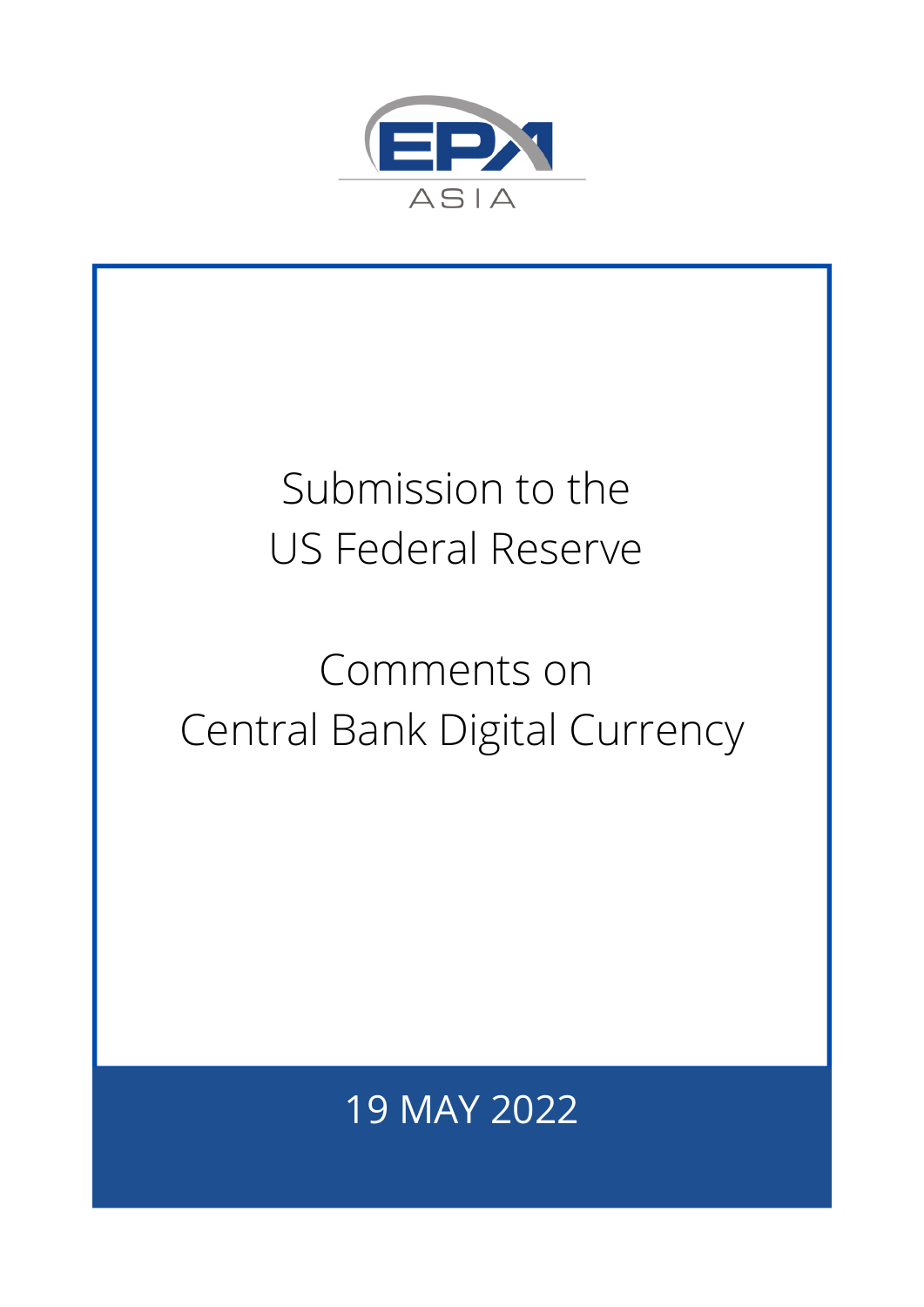EPA ASIA

# Submission to the US Federal Reserve

# Comments on Central Bank Digital Currency

19 MAY 2022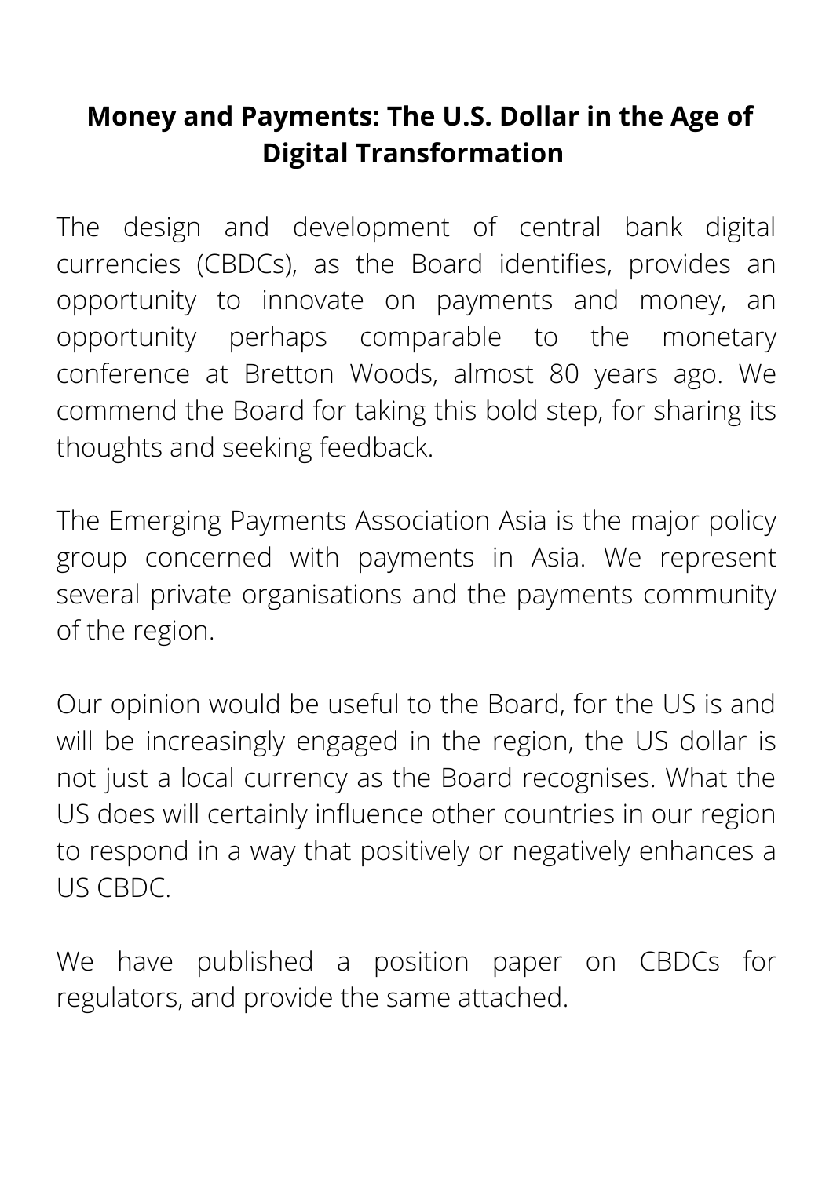**Money and Payments: The U.S. Dollar in the Age of Digital Transformation**

The design and development of central bank digital currencies (CBDCs), as the Board identifies, provides an opportunity to innovate on payments and money, an opportunity perhaps comparable to the monetary conference at Bretton Woods, almost 80 years ago. We commend the Board for taking this bold step, for sharing its thoughts and seeking feedback.

The Emerging Payments Association Asia is the major policy group concerned with payments in Asia. We represent several private organisations and the payments community of the region.

Our opinion would be useful to the Board, for the US is and will be increasingly engaged in the region, the US dollar is not just a local currency as the Board recognises. What the US does will certainly influence other countries in our region to respond in a way that positively or negatively enhances a US CBDC.

We have published a position paper on CBDCs for regulators, and provide the same attached.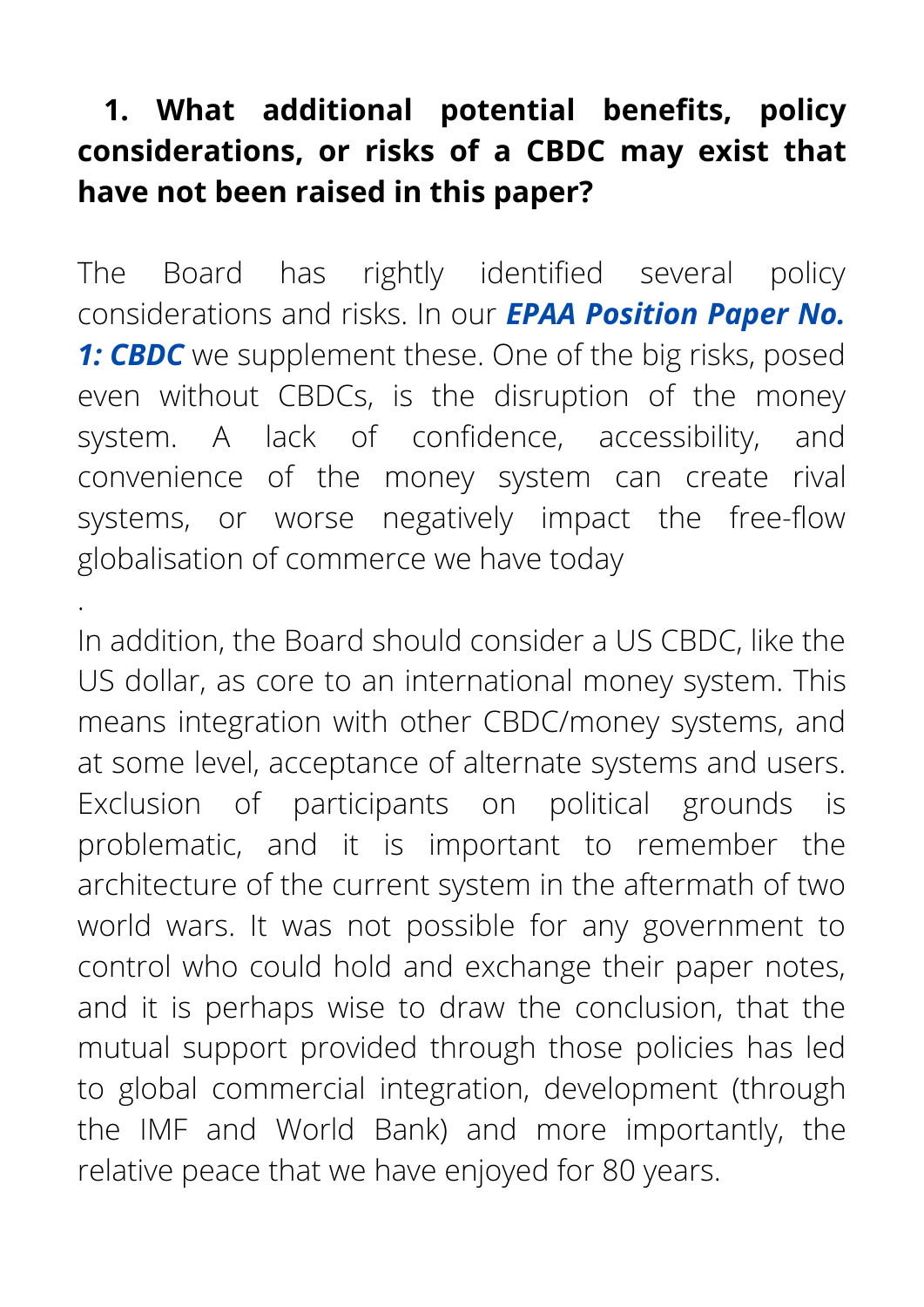## 1. What additional potential benefits, policy considerations, or risks of a CBDC may exist that have not been raised in this paper?

The Board has rightly identified several policy considerations and risks. In our ***EPAA Position Paper No. 1: CBDC*** we supplement these. One of the big risks, posed even without CBDCs, is the disruption of the money system. A lack of confidence, accessibility, and convenience of the money system can create rival systems, or worse negatively impact the free-flow globalisation of commerce we have today

.

In addition, the Board should consider a US CBDC, like the US dollar, as core to an international money system. This means integration with other CBDC/money systems, and at some level, acceptance of alternate systems and users. Exclusion of participants on political grounds is problematic, and it is important to remember the architecture of the current system in the aftermath of two world wars. It was not possible for any government to control who could hold and exchange their paper notes, and it is perhaps wise to draw the conclusion, that the mutual support provided through those policies has led to global commercial integration, development (through the IMF and World Bank) and more importantly, the relative peace that we have enjoyed for 80 years.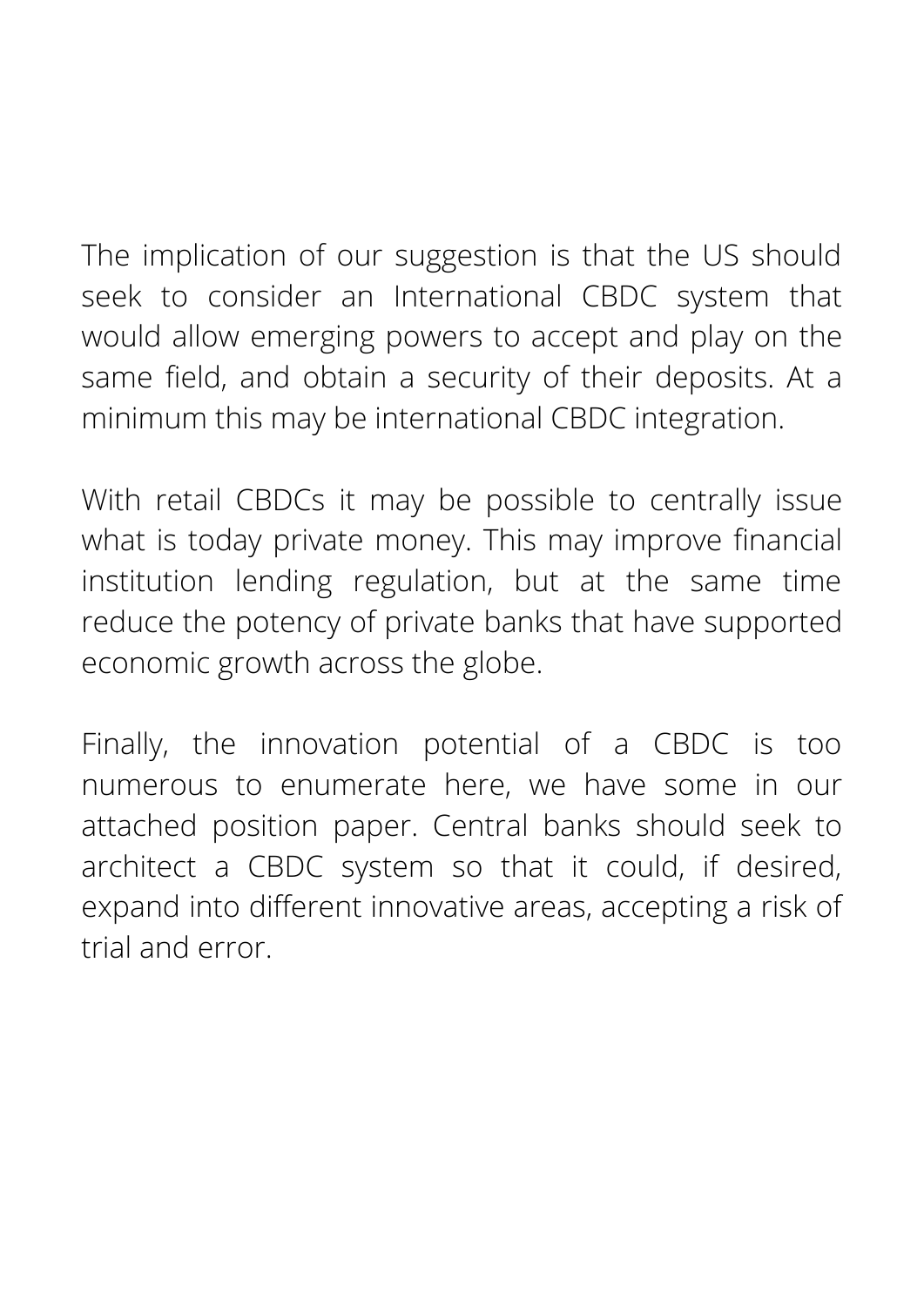The implication of our suggestion is that the US should seek to consider an International CBDC system that would allow emerging powers to accept and play on the same field, and obtain a security of their deposits. At a minimum this may be international CBDC integration.

With retail CBDCs it may be possible to centrally issue what is today private money. This may improve financial institution lending regulation, but at the same time reduce the potency of private banks that have supported economic growth across the globe.

Finally, the innovation potential of a CBDC is too numerous to enumerate here, we have some in our attached position paper. Central banks should seek to architect a CBDC system so that it could, if desired, expand into different innovative areas, accepting a risk of trial and error.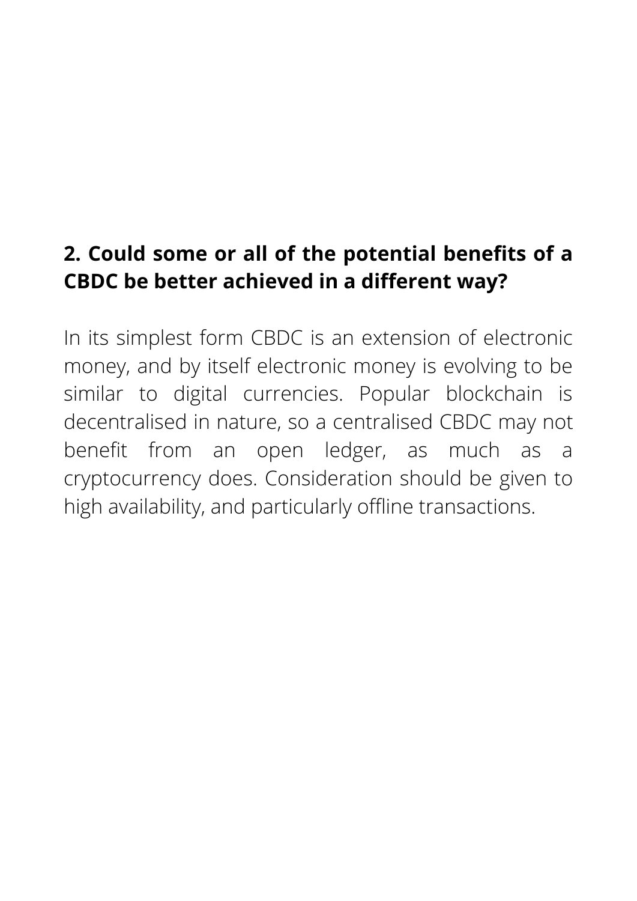**2. Could some or all of the potential benefits of a CBDC be better achieved in a different way?**

In its simplest form CBDC is an extension of electronic money, and by itself electronic money is evolving to be similar to digital currencies. Popular blockchain is decentralised in nature, so a centralised CBDC may not benefit from an open ledger, as much as a cryptocurrency does. Consideration should be given to high availability, and particularly offline transactions.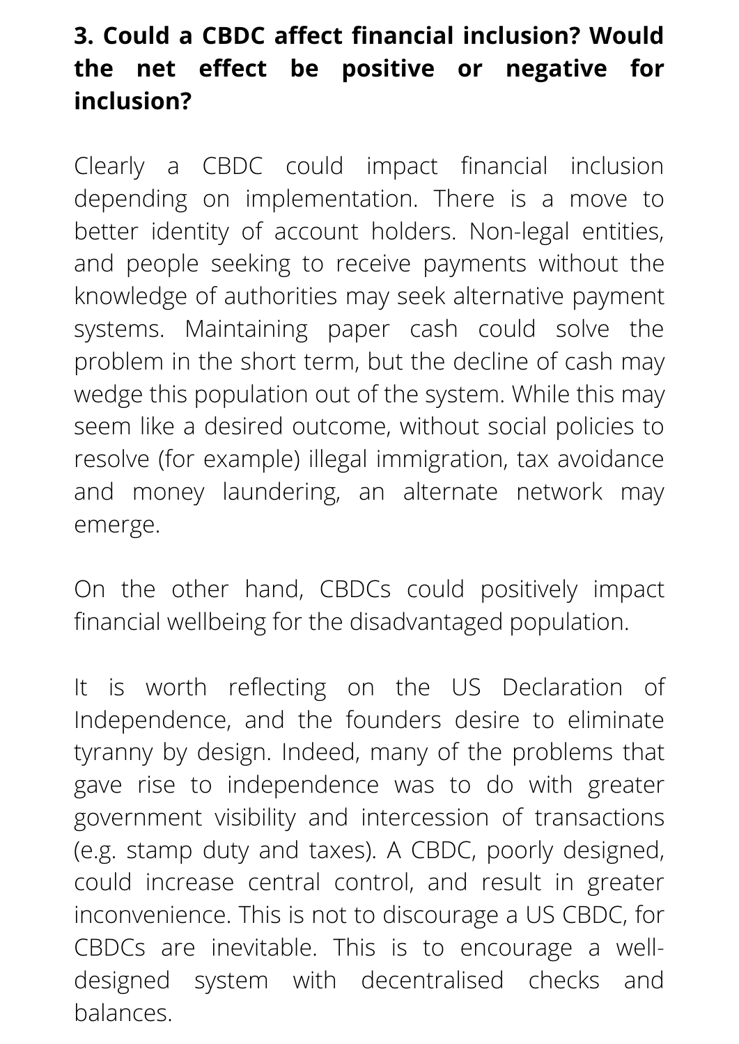**3. Could a CBDC affect financial inclusion? Would the net effect be positive or negative for inclusion?**

Clearly a CBDC could impact financial inclusion depending on implementation. There is a move to better identity of account holders. Non-legal entities, and people seeking to receive payments without the knowledge of authorities may seek alternative payment systems. Maintaining paper cash could solve the problem in the short term, but the decline of cash may wedge this population out of the system. While this may seem like a desired outcome, without social policies to resolve (for example) illegal immigration, tax avoidance and money laundering, an alternate network may emerge.

On the other hand, CBDCs could positively impact financial wellbeing for the disadvantaged population.

It is worth reflecting on the US Declaration of Independence, and the founders desire to eliminate tyranny by design. Indeed, many of the problems that gave rise to independence was to do with greater government visibility and intercession of transactions (e.g. stamp duty and taxes). A CBDC, poorly designed, could increase central control, and result in greater inconvenience. This is not to discourage a US CBDC, for CBDCs are inevitable. This is to encourage a well-designed system with decentralised checks and balances.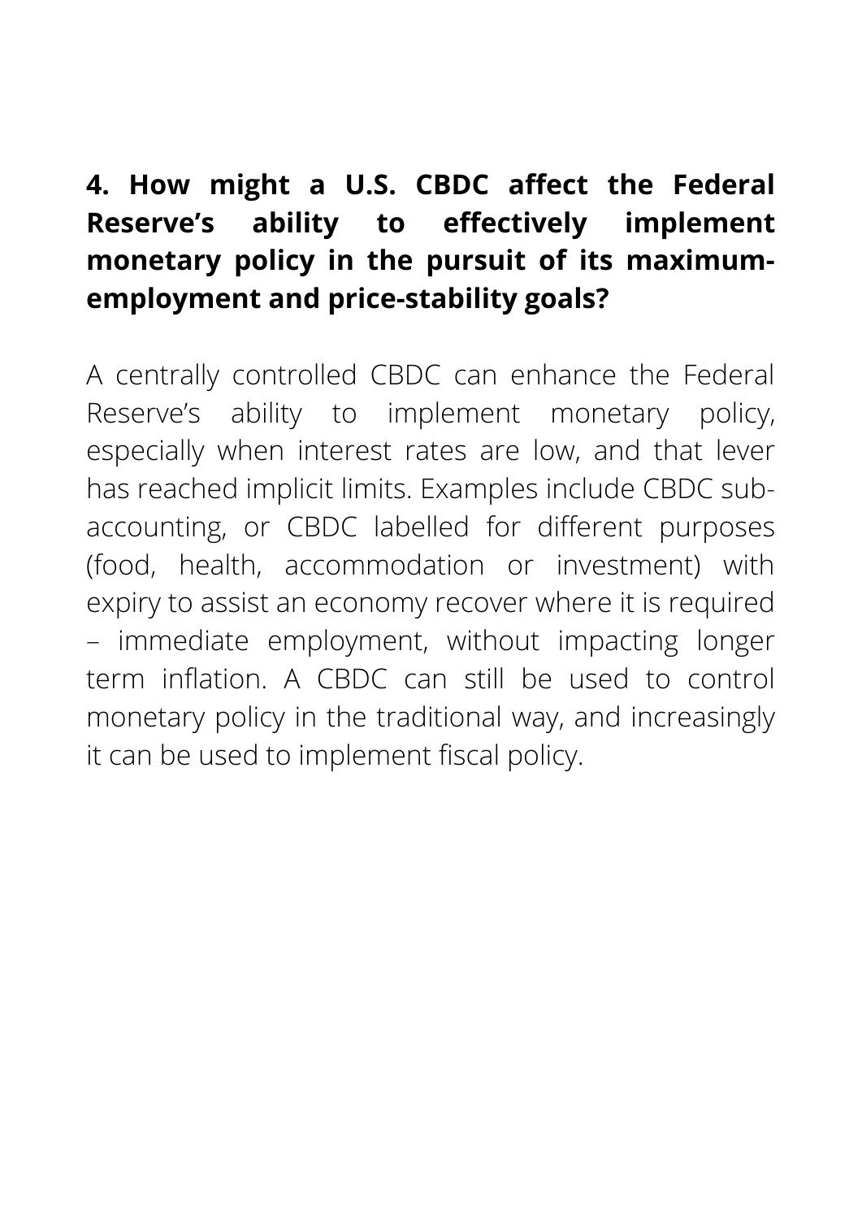**4. How might a U.S. CBDC affect the Federal Reserve's ability to effectively implement monetary policy in the pursuit of its maximum-employment and price-stability goals?**

A centrally controlled CBDC can enhance the Federal Reserve's ability to implement monetary policy, especially when interest rates are low, and that lever has reached implicit limits. Examples include CBDC sub-accounting, or CBDC labelled for different purposes (food, health, accommodation or investment) with expiry to assist an economy recover where it is required – immediate employment, without impacting longer term inflation. A CBDC can still be used to control monetary policy in the traditional way, and increasingly it can be used to implement fiscal policy.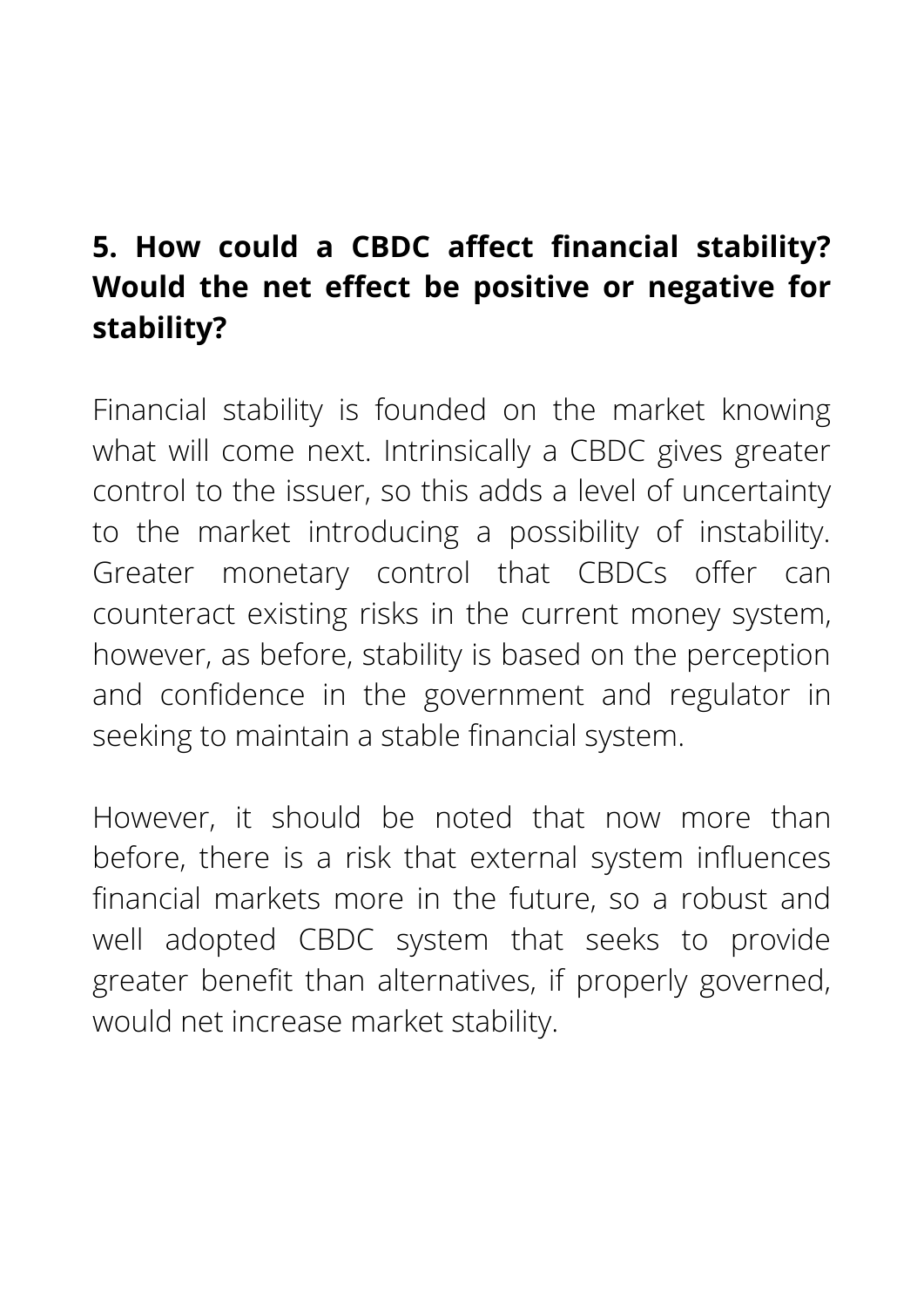**5. How could a CBDC affect financial stability? Would the net effect be positive or negative for stability?**

Financial stability is founded on the market knowing what will come next. Intrinsically a CBDC gives greater control to the issuer, so this adds a level of uncertainty to the market introducing a possibility of instability. Greater monetary control that CBDCs offer can counteract existing risks in the current money system, however, as before, stability is based on the perception and confidence in the government and regulator in seeking to maintain a stable financial system.

However, it should be noted that now more than before, there is a risk that external system influences financial markets more in the future, so a robust and well adopted CBDC system that seeks to provide greater benefit than alternatives, if properly governed, would net increase market stability.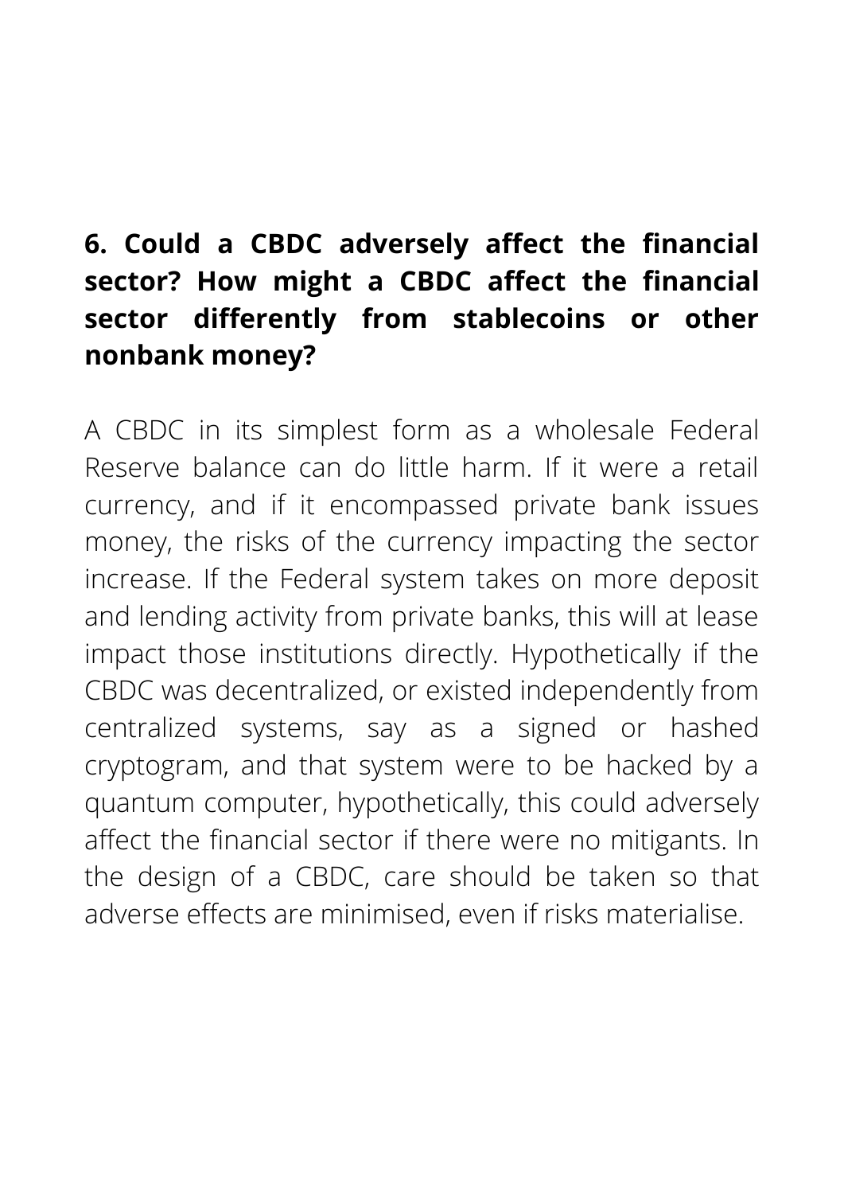**6. Could a CBDC adversely affect the financial sector? How might a CBDC affect the financial sector differently from stablecoins or other nonbank money?**

A CBDC in its simplest form as a wholesale Federal Reserve balance can do little harm. If it were a retail currency, and if it encompassed private bank issues money, the risks of the currency impacting the sector increase. If the Federal system takes on more deposit and lending activity from private banks, this will at lease impact those institutions directly. Hypothetically if the CBDC was decentralized, or existed independently from centralized systems, say as a signed or hashed cryptogram, and that system were to be hacked by a quantum computer, hypothetically, this could adversely affect the financial sector if there were no mitigants. In the design of a CBDC, care should be taken so that adverse effects are minimised, even if risks materialise.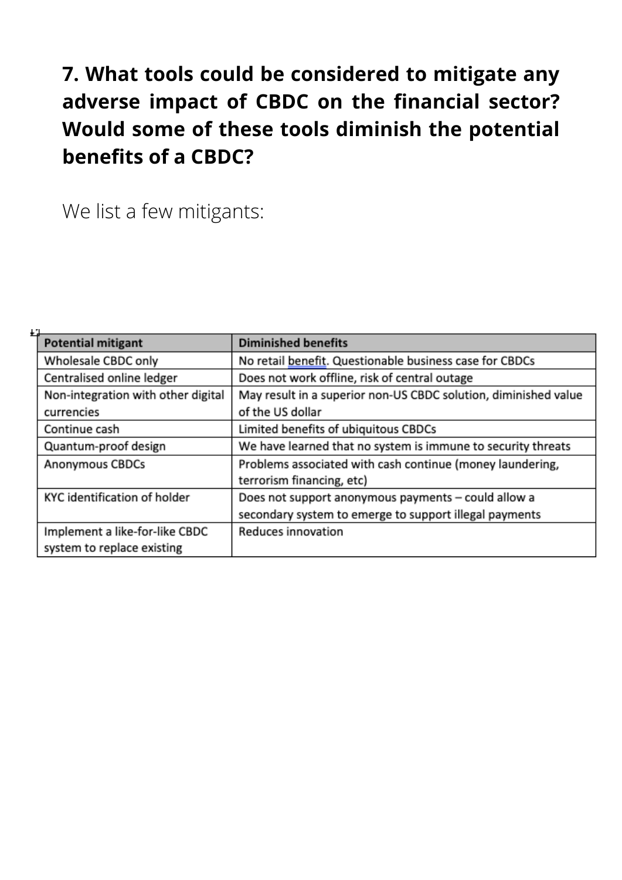**7. What tools could be considered to mitigate any adverse impact of CBDC on the financial sector? Would some of these tools diminish the potential benefits of a CBDC?**

We list a few mitigants:

| Potential mitigant | Diminished benefits |
|---|---|
| Wholesale CBDC only | No retail benefit. Questionable business case for CBDCs |
| Centralised online ledger | Does not work offline, risk of central outage |
| Non-integration with other digital currencies | May result in a superior non-US CBDC solution, diminished value of the US dollar |
| Continue cash | Limited benefits of ubiquitous CBDCs |
| Quantum-proof design | We have learned that no system is immune to security threats |
| Anonymous CBDCs | Problems associated with cash continue (money laundering, terrorism financing, etc) |
| KYC identification of holder | Does not support anonymous payments – could allow a secondary system to emerge to support illegal payments |
| Implement a like-for-like CBDC system to replace existing | Reduces innovation |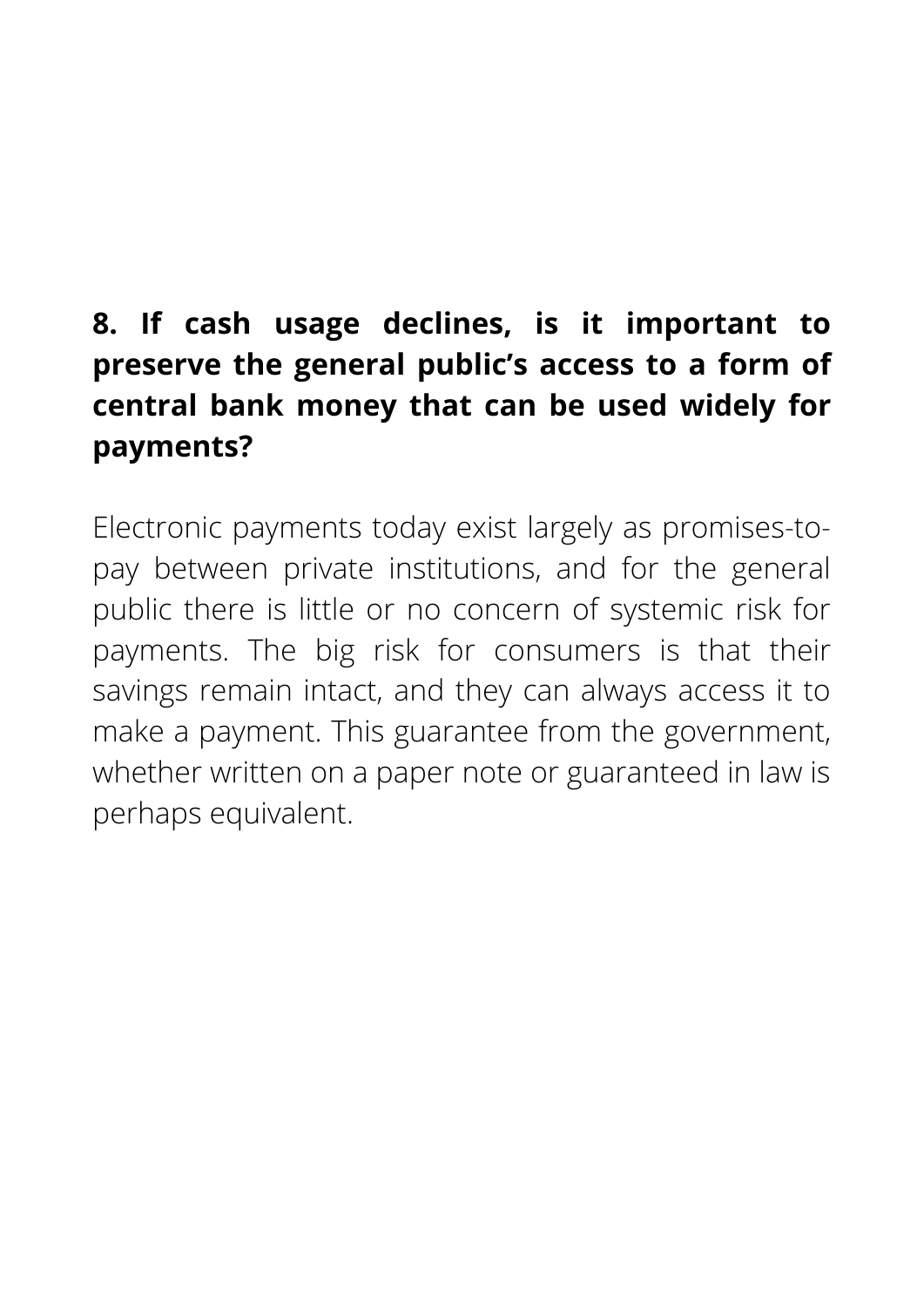**8. If cash usage declines, is it important to preserve the general public's access to a form of central bank money that can be used widely for payments?**

Electronic payments today exist largely as promises-to-pay between private institutions, and for the general public there is little or no concern of systemic risk for payments. The big risk for consumers is that their savings remain intact, and they can always access it to make a payment. This guarantee from the government, whether written on a paper note or guaranteed in law is perhaps equivalent.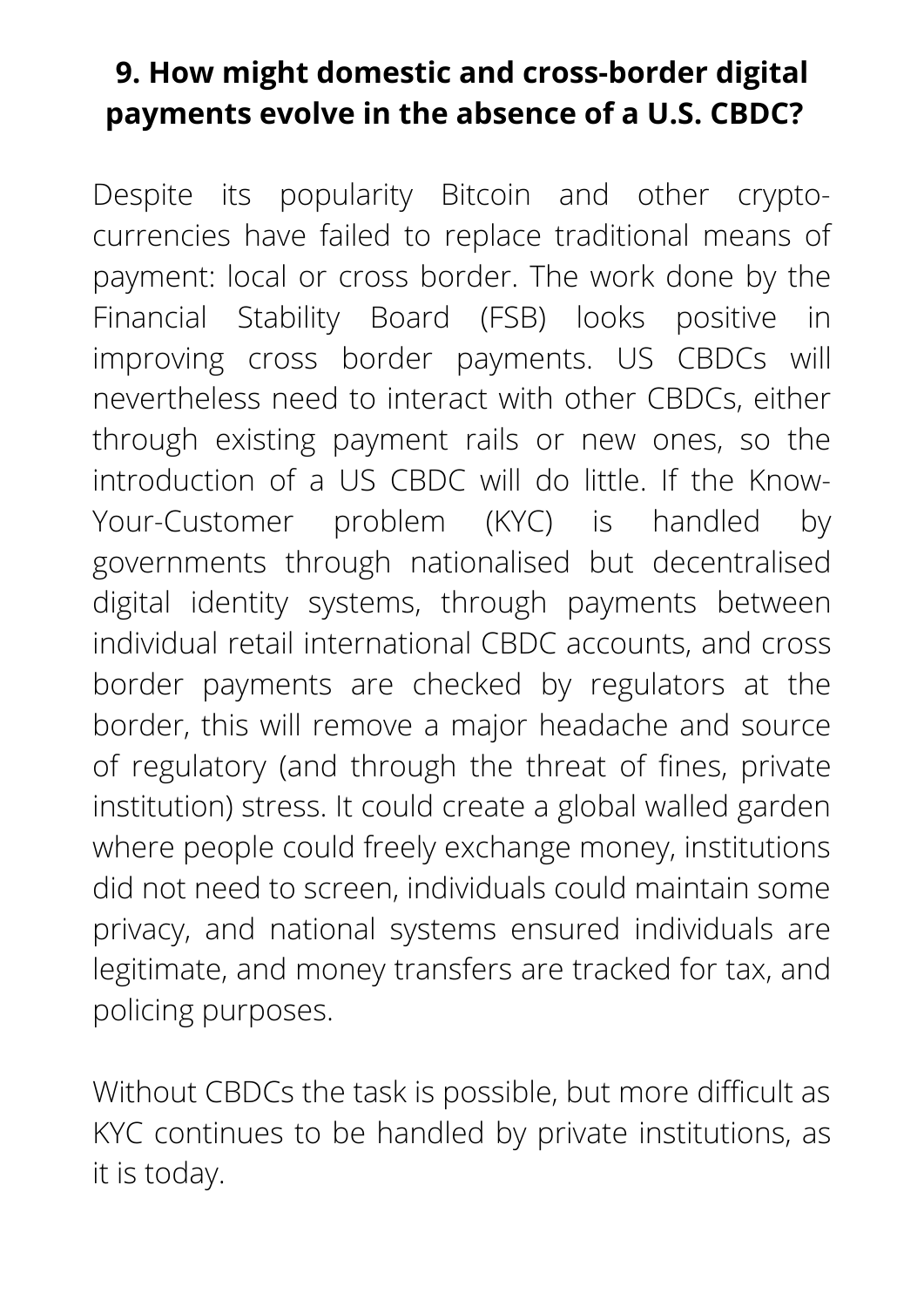**9. How might domestic and cross-border digital payments evolve in the absence of a U.S. CBDC?**

Despite its popularity Bitcoin and other crypto-currencies have failed to replace traditional means of payment: local or cross border. The work done by the Financial Stability Board (FSB) looks positive in improving cross border payments. US CBDCs will nevertheless need to interact with other CBDCs, either through existing payment rails or new ones, so the introduction of a US CBDC will do little. If the Know-Your-Customer problem (KYC) is handled by governments through nationalised but decentralised digital identity systems, through payments between individual retail international CBDC accounts, and cross border payments are checked by regulators at the border, this will remove a major headache and source of regulatory (and through the threat of fines, private institution) stress. It could create a global walled garden where people could freely exchange money, institutions did not need to screen, individuals could maintain some privacy, and national systems ensured individuals are legitimate, and money transfers are tracked for tax, and policing purposes.

Without CBDCs the task is possible, but more difficult as KYC continues to be handled by private institutions, as it is today.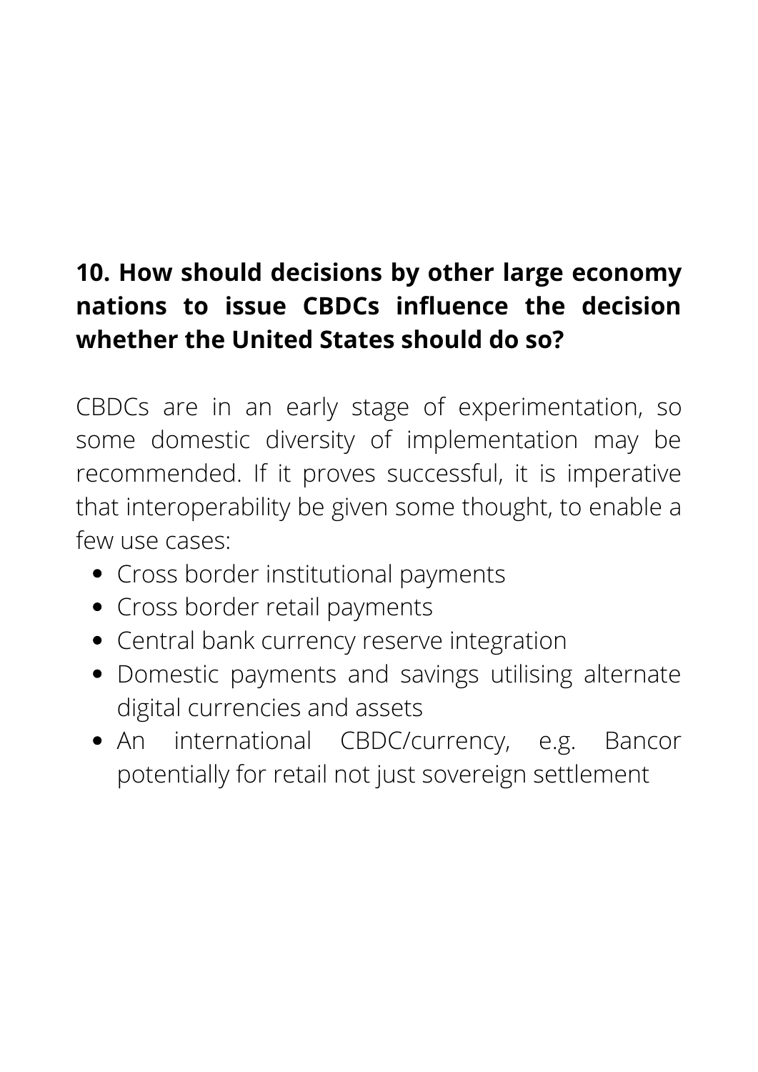**10. How should decisions by other large economy nations to issue CBDCs influence the decision whether the United States should do so?**

CBDCs are in an early stage of experimentation, so some domestic diversity of implementation may be recommended. If it proves successful, it is imperative that interoperability be given some thought, to enable a few use cases:

- Cross border institutional payments
- Cross border retail payments
- Central bank currency reserve integration
- Domestic payments and savings utilising alternate digital currencies and assets
- An international CBDC/currency, e.g. Bancor potentially for retail not just sovereign settlement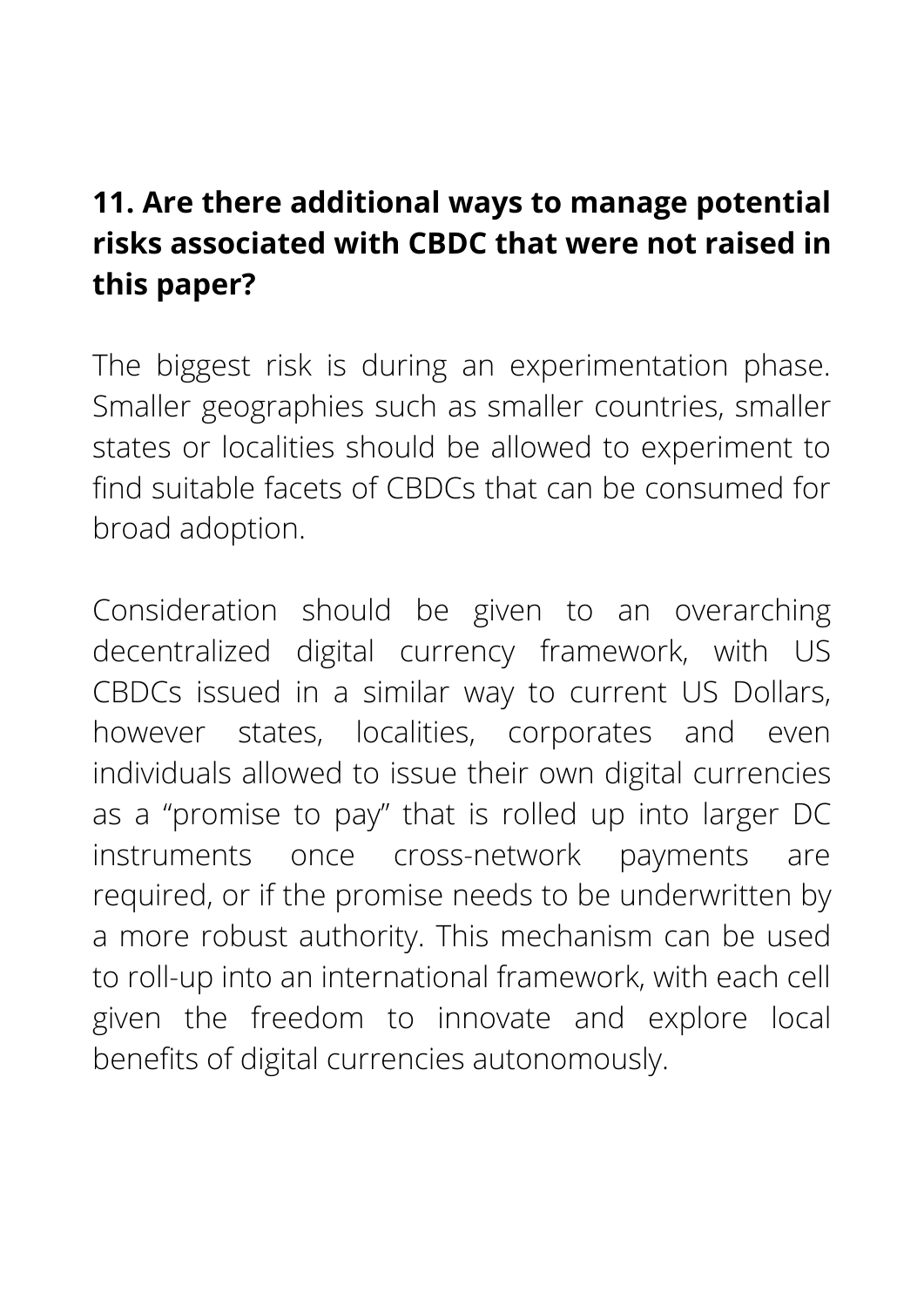**11. Are there additional ways to manage potential risks associated with CBDC that were not raised in this paper?**

The biggest risk is during an experimentation phase. Smaller geographies such as smaller countries, smaller states or localities should be allowed to experiment to find suitable facets of CBDCs that can be consumed for broad adoption.

Consideration should be given to an overarching decentralized digital currency framework, with US CBDCs issued in a similar way to current US Dollars, however states, localities, corporates and even individuals allowed to issue their own digital currencies as a "promise to pay" that is rolled up into larger DC instruments once cross-network payments are required, or if the promise needs to be underwritten by a more robust authority. This mechanism can be used to roll-up into an international framework, with each cell given the freedom to innovate and explore local benefits of digital currencies autonomously.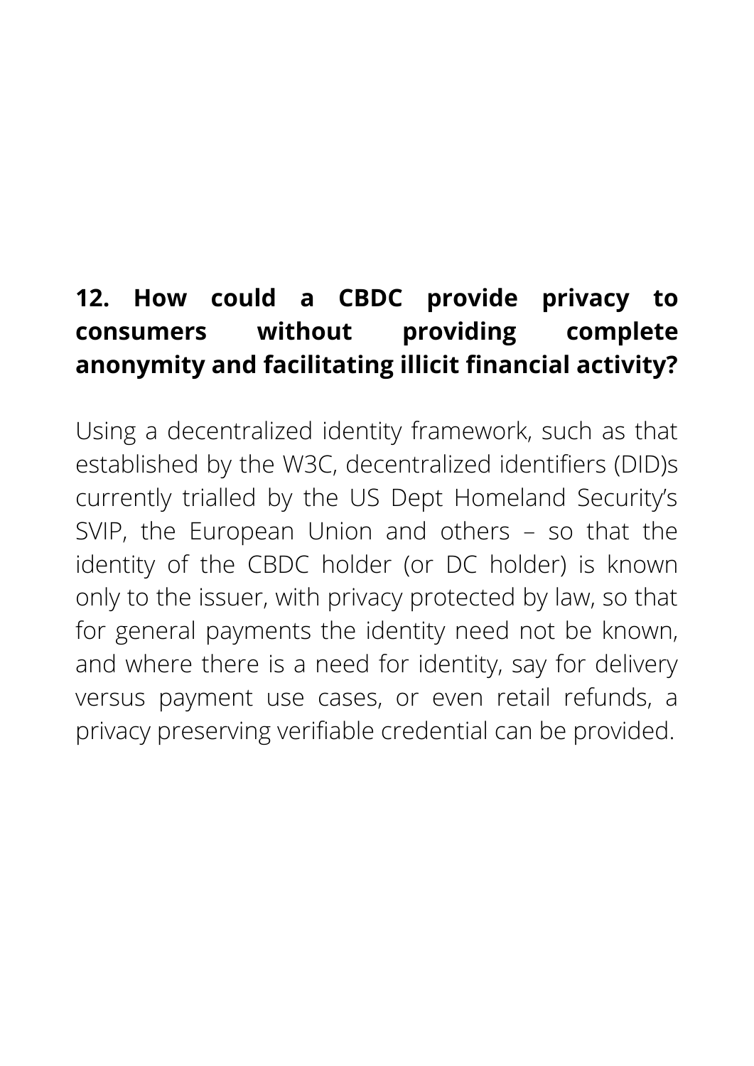**12. How could a CBDC provide privacy to consumers without providing complete anonymity and facilitating illicit financial activity?**

Using a decentralized identity framework, such as that established by the W3C, decentralized identifiers (DID)s currently trialled by the US Dept Homeland Security's SVIP, the European Union and others – so that the identity of the CBDC holder (or DC holder) is known only to the issuer, with privacy protected by law, so that for general payments the identity need not be known, and where there is a need for identity, say for delivery versus payment use cases, or even retail refunds, a privacy preserving verifiable credential can be provided.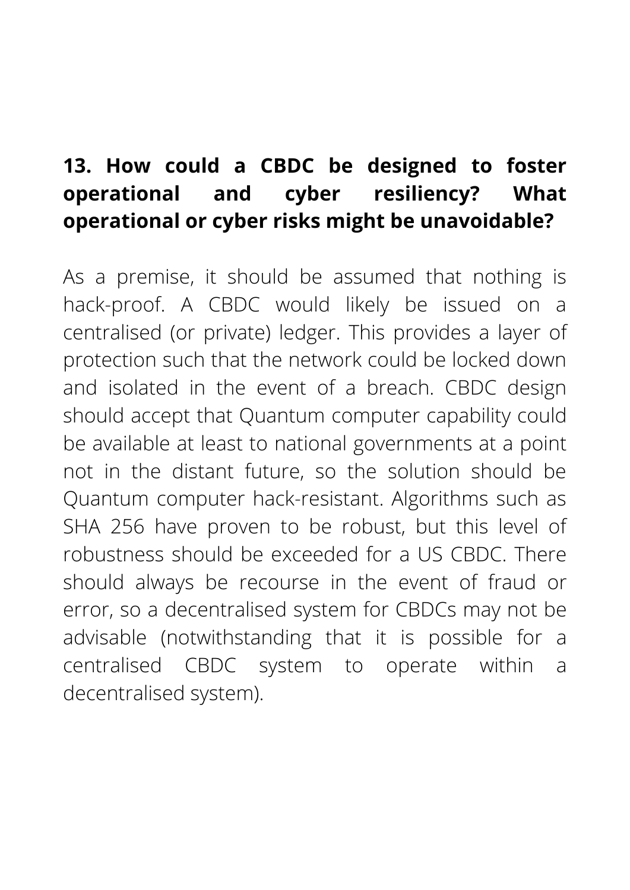**13. How could a CBDC be designed to foster operational and cyber resiliency? What operational or cyber risks might be unavoidable?**

As a premise, it should be assumed that nothing is hack-proof. A CBDC would likely be issued on a centralised (or private) ledger. This provides a layer of protection such that the network could be locked down and isolated in the event of a breach. CBDC design should accept that Quantum computer capability could be available at least to national governments at a point not in the distant future, so the solution should be Quantum computer hack-resistant. Algorithms such as SHA 256 have proven to be robust, but this level of robustness should be exceeded for a US CBDC. There should always be recourse in the event of fraud or error, so a decentralised system for CBDCs may not be advisable (notwithstanding that it is possible for a centralised CBDC system to operate within a decentralised system).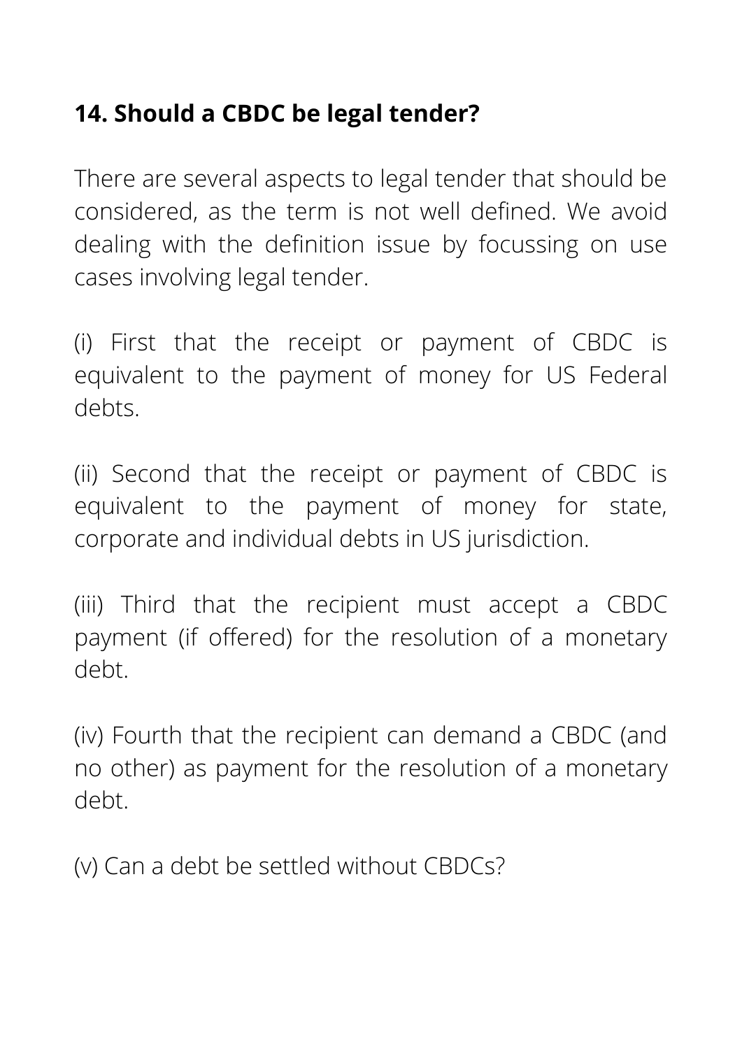**14. Should a CBDC be legal tender?**

There are several aspects to legal tender that should be considered, as the term is not well defined. We avoid dealing with the definition issue by focussing on use cases involving legal tender.

(i) First that the receipt or payment of CBDC is equivalent to the payment of money for US Federal debts.

(ii) Second that the receipt or payment of CBDC is equivalent to the payment of money for state, corporate and individual debts in US jurisdiction.

(iii) Third that the recipient must accept a CBDC payment (if offered) for the resolution of a monetary debt.

(iv) Fourth that the recipient can demand a CBDC (and no other) as payment for the resolution of a monetary debt.

(v) Can a debt be settled without CBDCs?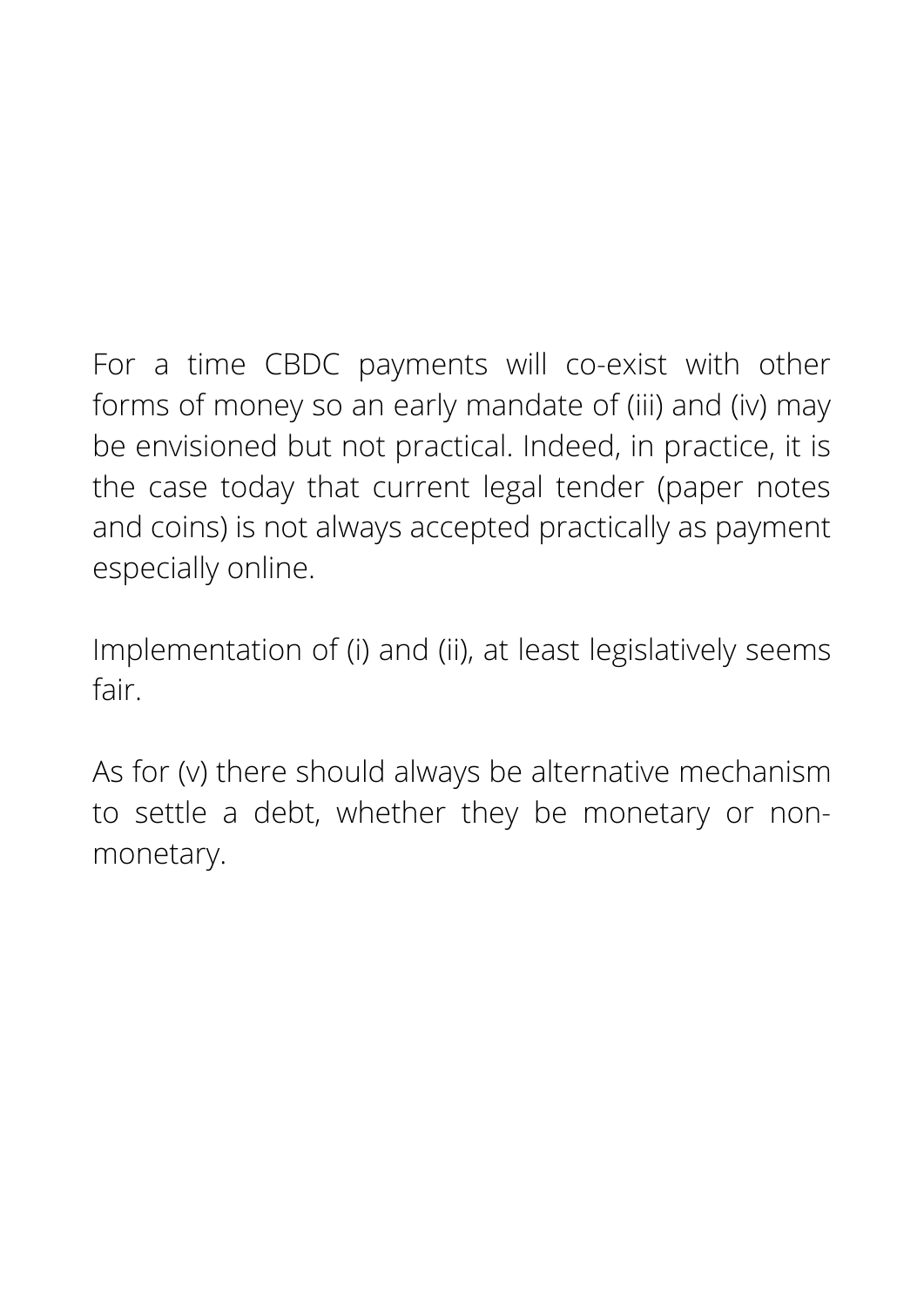For a time CBDC payments will co-exist with other forms of money so an early mandate of (iii) and (iv) may be envisioned but not practical. Indeed, in practice, it is the case today that current legal tender (paper notes and coins) is not always accepted practically as payment especially online.

Implementation of (i) and (ii), at least legislatively seems fair.

As for (v) there should always be alternative mechanism to settle a debt, whether they be monetary or non-monetary.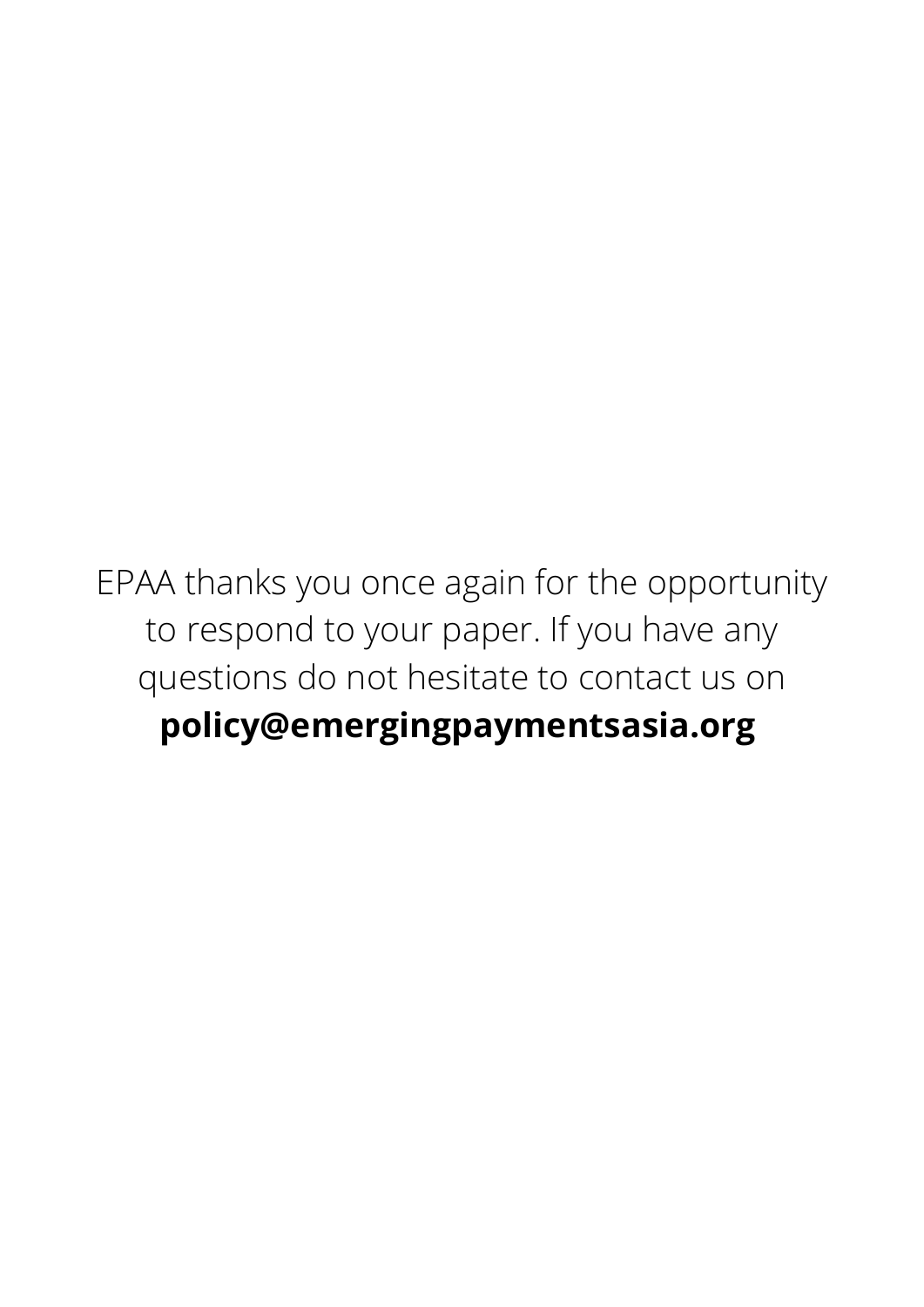EPAA thanks you once again for the opportunity to respond to your paper. If you have any questions do not hesitate to contact us on **policy@emergingpaymentsasia.org**